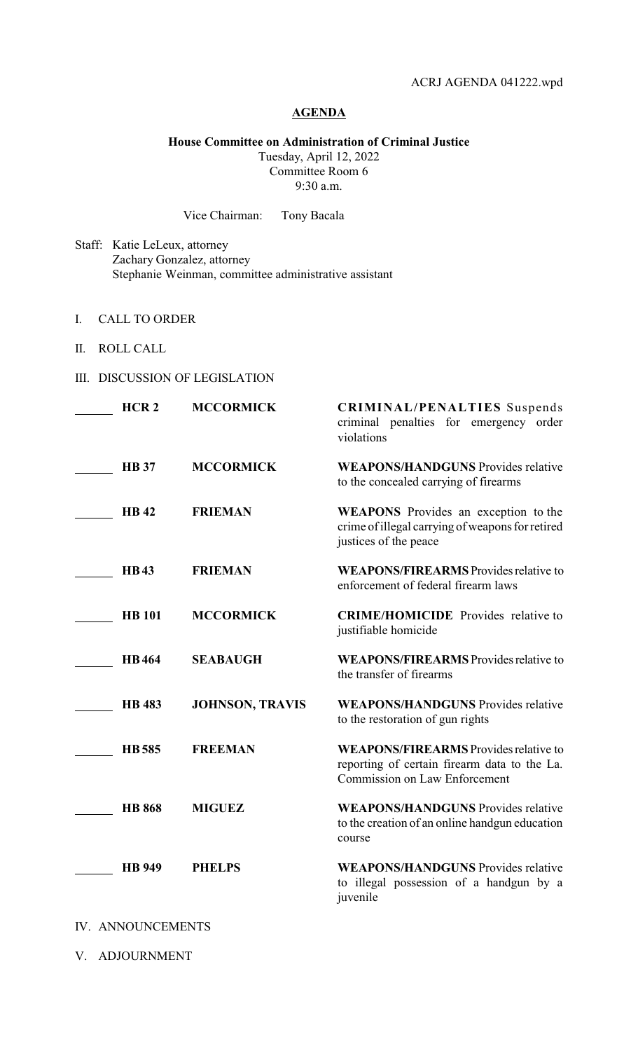ACRJ AGENDA 041222.wpd

# AGENDA

**House Committee on Administration of Criminal Justice**
Tuesday, April 12, 2022
Committee Room 6
9:30 a.m.

Vice Chairman: Tony Bacala

Staff: Katie LeLeux, attorney
Zachary Gonzalez, attorney
Stephanie Weinman, committee administrative assistant

I. CALL TO ORDER

II. ROLL CALL

III. DISCUSSION OF LEGISLATION

| | Bill | Author | Description |
|---|---|---|---|
| ______ | **HCR 2** | **MCCORMICK** | **CRIMINAL/PENALTIES** Suspends criminal penalties for emergency order violations |
| ______ | **HB 37** | **MCCORMICK** | **WEAPONS/HANDGUNS** Provides relative to the concealed carrying of firearms |
| ______ | **HB 42** | **FRIEMAN** | **WEAPONS** Provides an exception to the crime of illegal carrying of weapons for retired justices of the peace |
| ______ | **HB 43** | **FRIEMAN** | **WEAPONS/FIREARMS** Provides relative to enforcement of federal firearm laws |
| ______ | **HB 101** | **MCCORMICK** | **CRIME/HOMICIDE** Provides relative to justifiable homicide |
| ______ | **HB 464** | **SEABAUGH** | **WEAPONS/FIREARMS** Provides relative to the transfer of firearms |
| ______ | **HB 483** | **JOHNSON, TRAVIS** | **WEAPONS/HANDGUNS** Provides relative to the restoration of gun rights |
| ______ | **HB 585** | **FREEMAN** | **WEAPONS/FIREARMS** Provides relative to reporting of certain firearm data to the La. Commission on Law Enforcement |
| ______ | **HB 868** | **MIGUEZ** | **WEAPONS/HANDGUNS** Provides relative to the creation of an online handgun education course |
| ______ | **HB 949** | **PHELPS** | **WEAPONS/HANDGUNS** Provides relative to illegal possession of a handgun by a juvenile |

IV. ANNOUNCEMENTS

V. ADJOURNMENT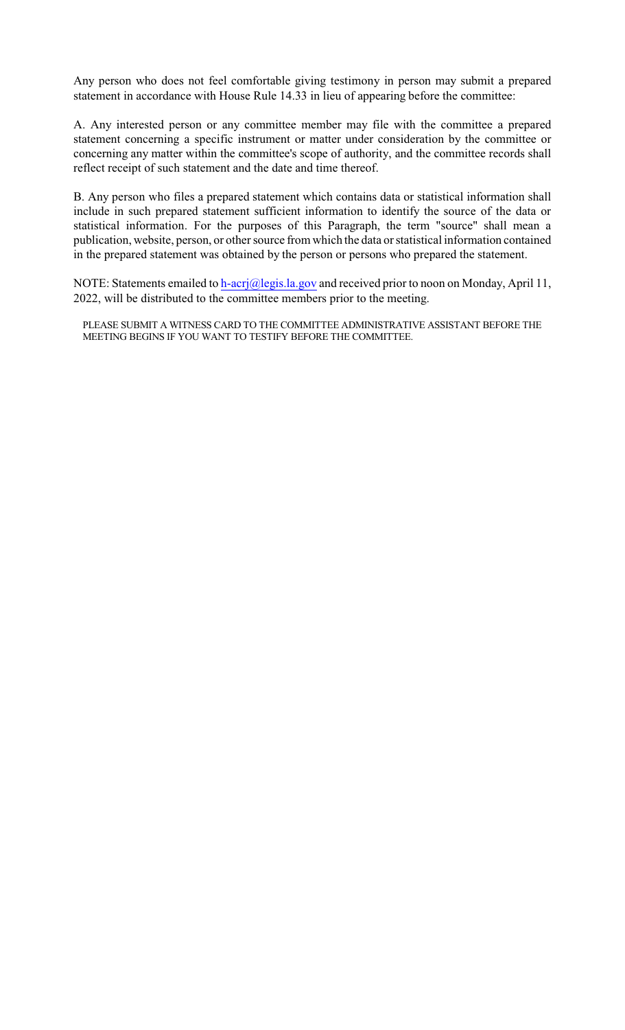Any person who does not feel comfortable giving testimony in person may submit a prepared statement in accordance with House Rule 14.33 in lieu of appearing before the committee:

A. Any interested person or any committee member may file with the committee a prepared statement concerning a specific instrument or matter under consideration by the committee or concerning any matter within the committee's scope of authority, and the committee records shall reflect receipt of such statement and the date and time thereof.

B. Any person who files a prepared statement which contains data or statistical information shall include in such prepared statement sufficient information to identify the source of the data or statistical information. For the purposes of this Paragraph, the term "source" shall mean a publication, website, person, or other source from which the data or statistical information contained in the prepared statement was obtained by the person or persons who prepared the statement.

NOTE: Statements emailed to h-acrj@legis.la.gov and received prior to noon on Monday, April 11, 2022, will be distributed to the committee members prior to the meeting.

PLEASE SUBMIT A WITNESS CARD TO THE COMMITTEE ADMINISTRATIVE ASSISTANT BEFORE THE MEETING BEGINS IF YOU WANT TO TESTIFY BEFORE THE COMMITTEE.